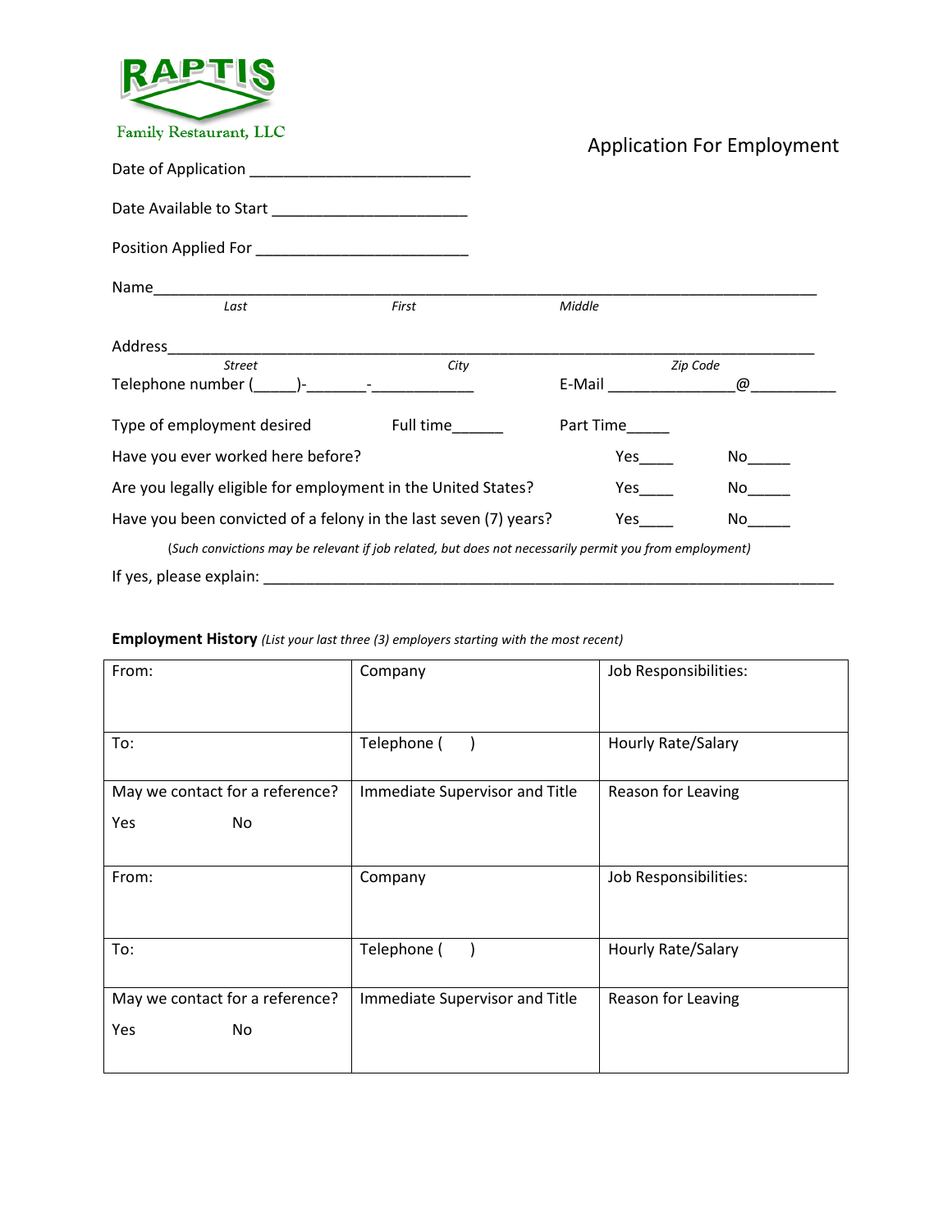RAPTIS

Family Restaurant, LLC

# Application For Employment

Date of Application ___________________________

Date Available to Start ________________________

Position Applied For __________________________

Name______________________________________________________________________________
*Last* *First* *Middle*

Address____________________________________________________________________________
*Street* *City* *Zip Code*

Telephone number (_____)-_______-____________ E-Mail _______________@__________

Type of employment desired Full time______ Part Time_____

Have you ever worked here before? Yes____ No_____

Are you legally eligible for employment in the United States? Yes____ No_____

Have you been convicted of a felony in the last seven (7) years? Yes____ No_____

(*Such convictions may be relevant if job related, but does not necessarily permit you from employment)*

If yes, please explain: ________________________________________________________________________

**Employment History** *(List your last three (3) employers starting with the most recent)*

| From: | Company | Job Responsibilities: |
|---|---|---|
| To: | Telephone ( ) | Hourly Rate/Salary |
| May we contact for a reference? Yes No | Immediate Supervisor and Title | Reason for Leaving |
| From: | Company | Job Responsibilities: |
| To: | Telephone ( ) | Hourly Rate/Salary |
| May we contact for a reference? Yes No | Immediate Supervisor and Title | Reason for Leaving |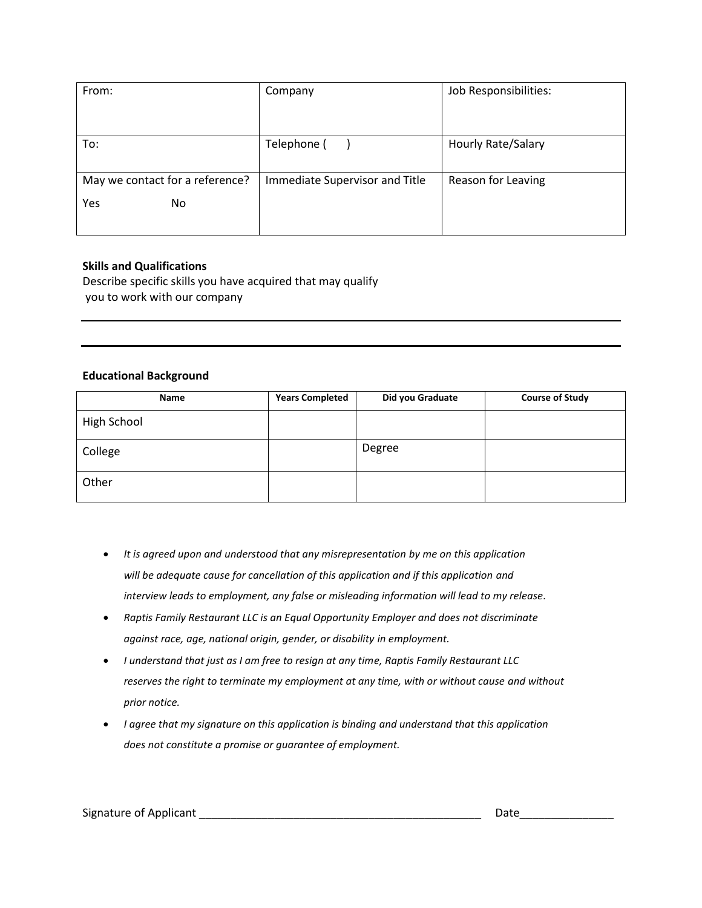| | | |
|---|---|---|
| From: | Company | Job Responsibilities: |
| To: | Telephone (      ) | Hourly Rate/Salary |
| May we contact for a reference? Yes No | Immediate Supervisor and Title | Reason for Leaving |

**Skills and Qualifications**

Describe specific skills you have acquired that may qualify you to work with our company

---

---

**Educational Background**

| Name | Years Completed | Did you Graduate | Course of Study |
|---|---|---|---|
| High School | | | |
| College | | Degree | |
| Other | | | |

- *It is agreed upon and understood that any misrepresentation by me on this application will be adequate cause for cancellation of this application and if this application and interview leads to employment, any false or misleading information will lead to my release.*
- *Raptis Family Restaurant LLC is an Equal Opportunity Employer and does not discriminate against race, age, national origin, gender, or disability in employment.*
- *I understand that just as I am free to resign at any time, Raptis Family Restaurant LLC reserves the right to terminate my employment at any time, with or without cause and without prior notice.*
- *I agree that my signature on this application is binding and understand that this application does not constitute a promise or guarantee of employment.*

Signature of Applicant ______________________________________________ Date_______________